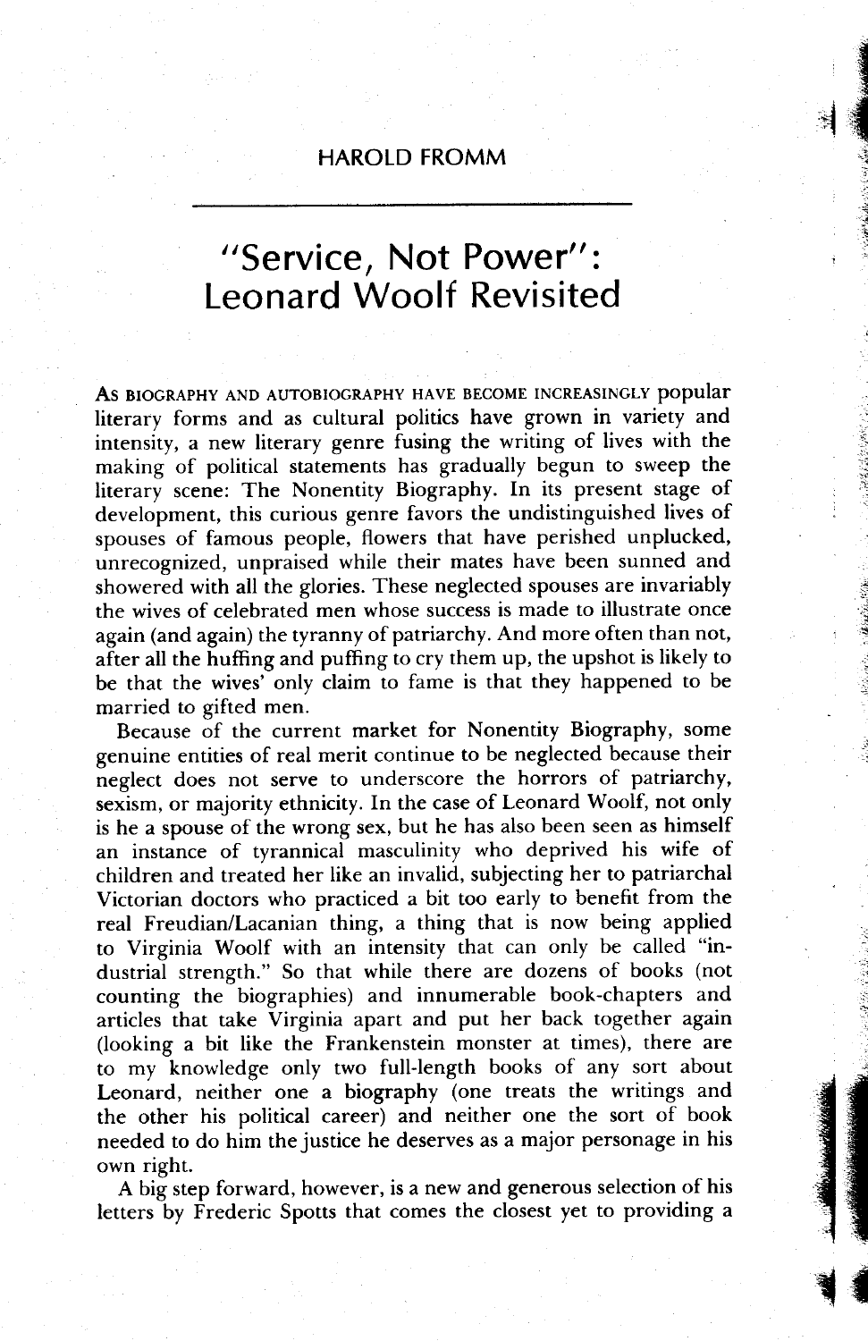HAROLD FROMM

# "Service, Not Power": Leonard Woolf Revisited

As BIOGRAPHY AND AUTOBIOGRAPHY HAVE BECOME INCREASINGLY popular literary forms and as cultural politics have grown in variety and intensity, a new literary genre fusing the writing of lives with the making of political statements has gradually begun to sweep the literary scene: The Nonentity Biography. In its present stage of development, this curious genre favors the undistinguished lives of spouses of famous people, flowers that have perished unplucked, unrecognized, unpraised while their mates have been sunned and showered with all the glories. These neglected spouses are invariably the wives of celebrated men whose success is made to illustrate once again (and again) the tyranny of patriarchy. And more often than not, after all the huffing and puffing to cry them up, the upshot is likely to be that the wives' only claim to fame is that they happened to be married to gifted men.

Because of the current market for Nonentity Biography, some genuine entities of real merit continue to be neglected because their neglect does not serve to underscore the horrors of patriarchy, sexism, or majority ethnicity. In the case of Leonard Woolf, not only is he a spouse of the wrong sex, but he has also been seen as himself an instance of tyrannical masculinity who deprived his wife of children and treated her like an invalid, subjecting her to patriarchal Victorian doctors who practiced a bit too early to benefit from the real Freudian/Lacanian thing, a thing that is now being applied to Virginia Woolf with an intensity that can only be called "industrial strength." So that while there are dozens of books (not counting the biographies) and innumerable book-chapters and articles that take Virginia apart and put her back together again (looking a bit like the Frankenstein monster at times), there are to my knowledge only two full-length books of any sort about Leonard, neither one a biography (one treats the writings and the other his political career) and neither one the sort of book needed to do him the justice he deserves as a major personage in his own right.

A big step forward, however, is a new and generous selection of his letters by Frederic Spotts that comes the closest yet to providing a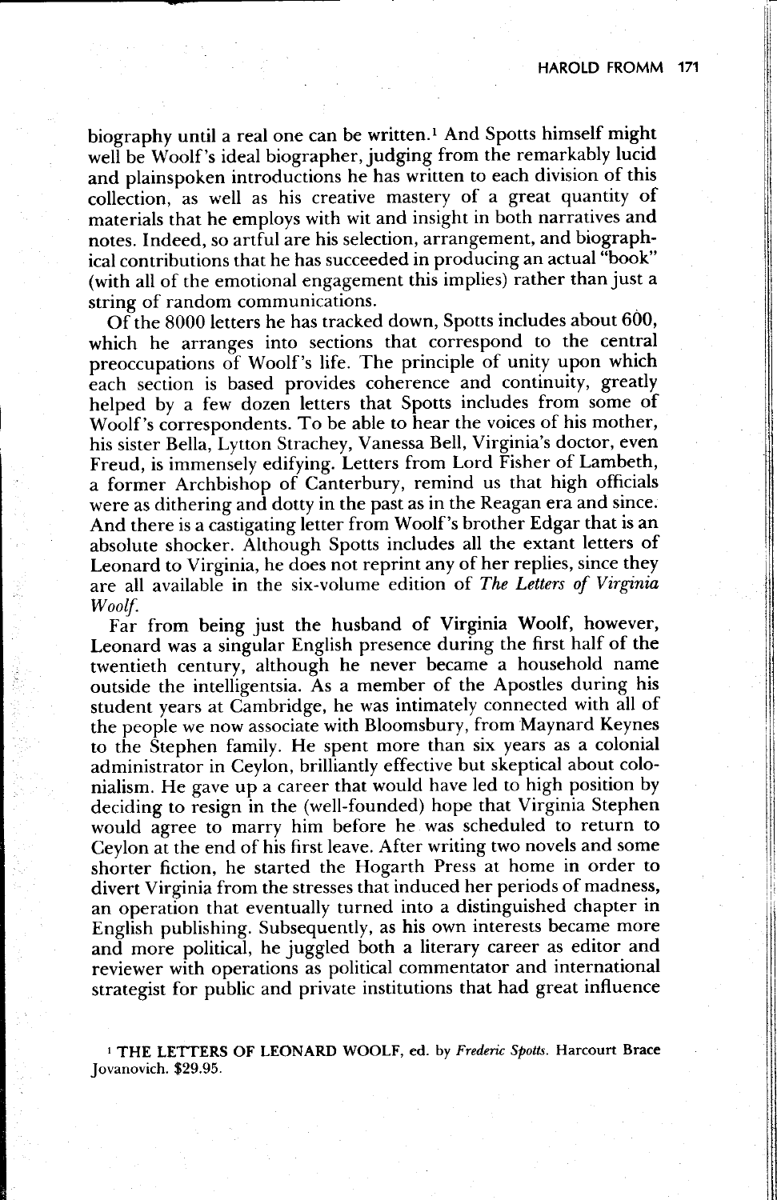biography until a real one can be written.[1] And Spotts himself might well be Woolf's ideal biographer, judging from the remarkably lucid and plainspoken introductions he has written to each division of this collection, as well as his creative mastery of a great quantity of materials that he employs with wit and insight in both narratives and notes. Indeed, so artful are his selection, arrangement, and biographical contributions that he has succeeded in producing an actual "book" (with all of the emotional engagement this implies) rather than just a string of random communications.

Of the 8000 letters he has tracked down, Spotts includes about 600, which he arranges into sections that correspond to the central preoccupations of Woolf's life. The principle of unity upon which each section is based provides coherence and continuity, greatly helped by a few dozen letters that Spotts includes from some of Woolf's correspondents. To be able to hear the voices of his mother, his sister Bella, Lytton Strachey, Vanessa Bell, Virginia's doctor, even Freud, is immensely edifying. Letters from Lord Fisher of Lambeth, a former Archbishop of Canterbury, remind us that high officials were as dithering and dotty in the past as in the Reagan era and since. And there is a castigating letter from Woolf's brother Edgar that is an absolute shocker. Although Spotts includes all the extant letters of Leonard to Virginia, he does not reprint any of her replies, since they are all available in the six-volume edition of *The Letters of Virginia Woolf*.

Far from being just the husband of Virginia Woolf, however, Leonard was a singular English presence during the first half of the twentieth century, although he never became a household name outside the intelligentsia. As a member of the Apostles during his student years at Cambridge, he was intimately connected with all of the people we now associate with Bloomsbury, from Maynard Keynes to the Stephen family. He spent more than six years as a colonial administrator in Ceylon, brilliantly effective but skeptical about colonialism. He gave up a career that would have led to high position by deciding to resign in the (well-founded) hope that Virginia Stephen would agree to marry him before he was scheduled to return to Ceylon at the end of his first leave. After writing two novels and some shorter fiction, he started the Hogarth Press at home in order to divert Virginia from the stresses that induced her periods of madness, an operation that eventually turned into a distinguished chapter in English publishing. Subsequently, as his own interests became more and more political, he juggled both a literary career as editor and reviewer with operations as political commentator and international strategist for public and private institutions that had great influence

[1] THE LETTERS OF LEONARD WOOLF, ed. by *Frederic Spotts*. Harcourt Brace Jovanovich. $29.95.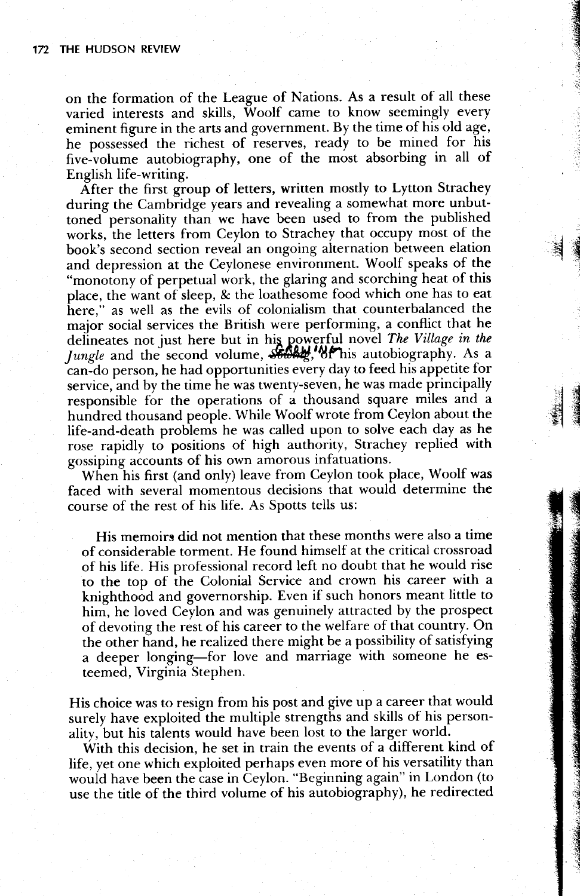on the formation of the League of Nations. As a result of all these varied interests and skills, Woolf came to know seemingly every eminent figure in the arts and government. By the time of his old age, he possessed the richest of reserves, ready to be mined for his five-volume autobiography, one of the most absorbing in all of English life-writing.

After the first group of letters, written mostly to Lytton Strachey during the Cambridge years and revealing a somewhat more unbuttoned personality than we have been used to from the published works, the letters from Ceylon to Strachey that occupy most of the book's second section reveal an ongoing alternation between elation and depression at the Ceylonese environment. Woolf speaks of the "monotony of perpetual work, the glaring and scorching heat of this place, the want of sleep, & the loathesome food which one has to eat here," as well as the evils of colonialism that counterbalanced the major social services the British were performing, a conflict that he delineates not just here but in his powerful novel *The Village in the Jungle* and the second volume, ~~*Sowing*~~ GROWING, of his autobiography. As a can-do person, he had opportunities every day to feed his appetite for service, and by the time he was twenty-seven, he was made principally responsible for the operations of a thousand square miles and a hundred thousand people. While Woolf wrote from Ceylon about the life-and-death problems he was called upon to solve each day as he rose rapidly to positions of high authority, Strachey replied with gossiping accounts of his own amorous infatuations.

When his first (and only) leave from Ceylon took place, Woolf was faced with several momentous decisions that would determine the course of the rest of his life. As Spotts tells us:

> His memoirs did not mention that these months were also a time of considerable torment. He found himself at the critical crossroad of his life. His professional record left no doubt that he would rise to the top of the Colonial Service and crown his career with a knighthood and governorship. Even if such honors meant little to him, he loved Ceylon and was genuinely attracted by the prospect of devoting the rest of his career to the welfare of that country. On the other hand, he realized there might be a possibility of satisfying a deeper longing—for love and marriage with someone he esteemed, Virginia Stephen.

His choice was to resign from his post and give up a career that would surely have exploited the multiple strengths and skills of his personality, but his talents would have been lost to the larger world.

With this decision, he set in train the events of a different kind of life, yet one which exploited perhaps even more of his versatility than would have been the case in Ceylon. "Beginning again" in London (to use the title of the third volume of his autobiography), he redirected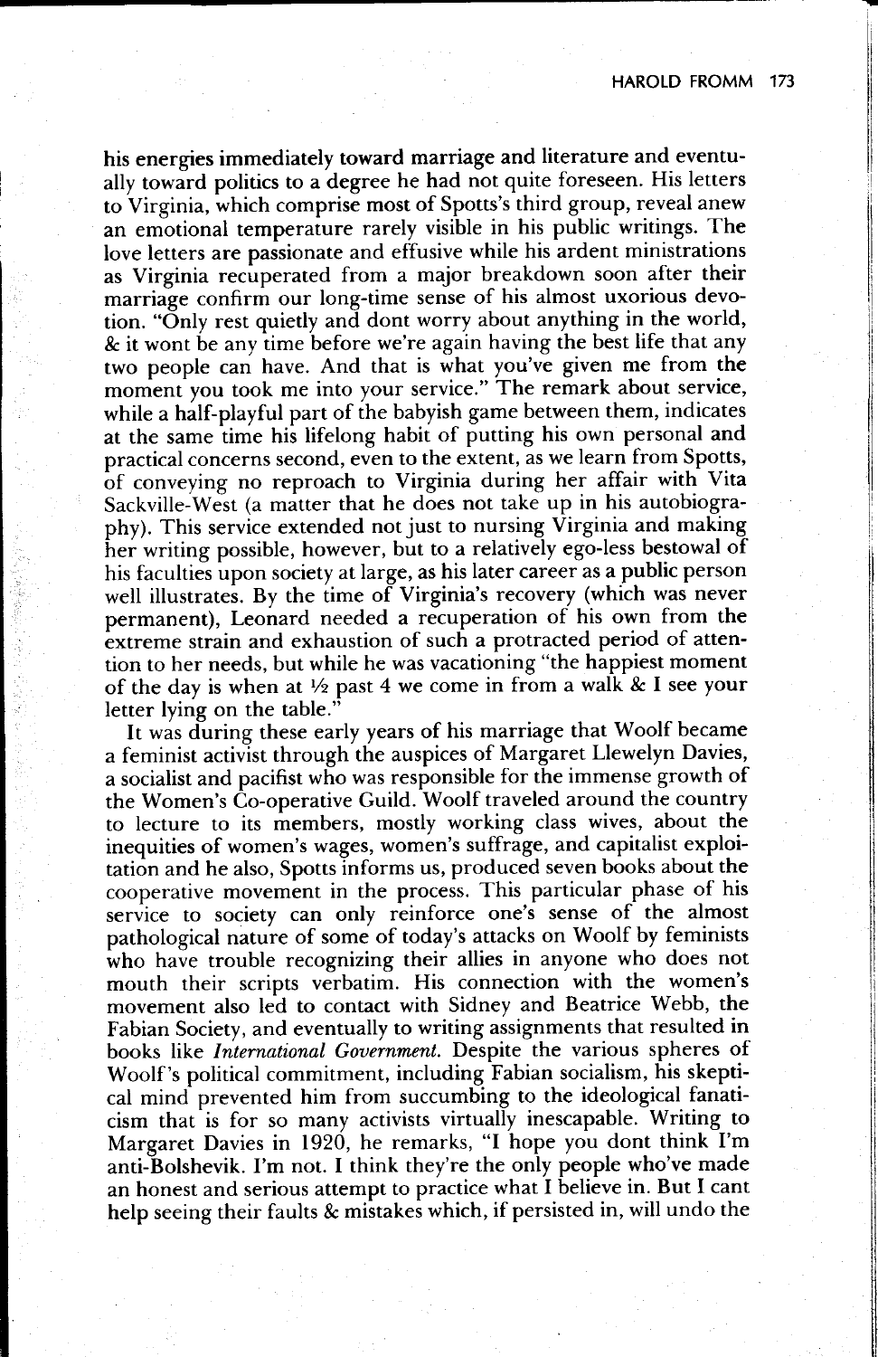his energies immediately toward marriage and literature and eventually toward politics to a degree he had not quite foreseen. His letters to Virginia, which comprise most of Spotts's third group, reveal anew an emotional temperature rarely visible in his public writings. The love letters are passionate and effusive while his ardent ministrations as Virginia recuperated from a major breakdown soon after their marriage confirm our long-time sense of his almost uxorious devotion. "Only rest quietly and dont worry about anything in the world, & it wont be any time before we're again having the best life that any two people can have. And that is what you've given me from the moment you took me into your service." The remark about service, while a half-playful part of the babyish game between them, indicates at the same time his lifelong habit of putting his own personal and practical concerns second, even to the extent, as we learn from Spotts, of conveying no reproach to Virginia during her affair with Vita Sackville-West (a matter that he does not take up in his autobiography). This service extended not just to nursing Virginia and making her writing possible, however, but to a relatively ego-less bestowal of his faculties upon society at large, as his later career as a public person well illustrates. By the time of Virginia's recovery (which was never permanent), Leonard needed a recuperation of his own from the extreme strain and exhaustion of such a protracted period of attention to her needs, but while he was vacationing "the happiest moment of the day is when at ½ past 4 we come in from a walk & I see your letter lying on the table."

It was during these early years of his marriage that Woolf became a feminist activist through the auspices of Margaret Llewelyn Davies, a socialist and pacifist who was responsible for the immense growth of the Women's Co-operative Guild. Woolf traveled around the country to lecture to its members, mostly working class wives, about the inequities of women's wages, women's suffrage, and capitalist exploitation and he also, Spotts informs us, produced seven books about the cooperative movement in the process. This particular phase of his service to society can only reinforce one's sense of the almost pathological nature of some of today's attacks on Woolf by feminists who have trouble recognizing their allies in anyone who does not mouth their scripts verbatim. His connection with the women's movement also led to contact with Sidney and Beatrice Webb, the Fabian Society, and eventually to writing assignments that resulted in books like *International Government.* Despite the various spheres of Woolf's political commitment, including Fabian socialism, his skeptical mind prevented him from succumbing to the ideological fanaticism that is for so many activists virtually inescapable. Writing to Margaret Davies in 1920, he remarks, "I hope you dont think I'm anti-Bolshevik. I'm not. I think they're the only people who've made an honest and serious attempt to practice what I believe in. But I cant help seeing their faults & mistakes which, if persisted in, will undo the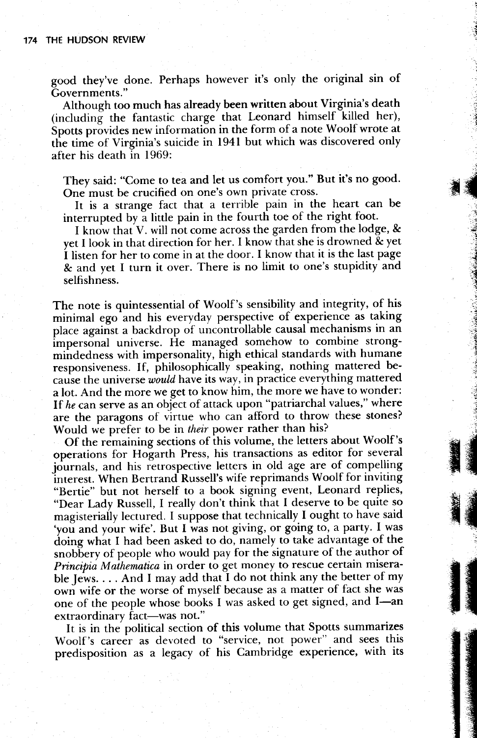good they've done. Perhaps however it's only the original sin of Governments."

Although too much has already been written about Virginia's death (including the fantastic charge that Leonard himself killed her), Spotts provides new information in the form of a note Woolf wrote at the time of Virginia's suicide in 1941 but which was discovered only after his death in 1969:

> They said: "Come to tea and let us comfort you." But it's no good. One must be crucified on one's own private cross.
>
> It is a strange fact that a terrible pain in the heart can be interrupted by a little pain in the fourth toe of the right foot.
>
> I know that V. will not come across the garden from the lodge, & yet I look in that direction for her. I know that she is drowned & yet I listen for her to come in at the door. I know that it is the last page & and yet I turn it over. There is no limit to one's stupidity and selfishness.

The note is quintessential of Woolf's sensibility and integrity, of his minimal ego and his everyday perspective of experience as taking place against a backdrop of uncontrollable causal mechanisms in an impersonal universe. He managed somehow to combine strong-mindedness with impersonality, high ethical standards with humane responsiveness. If, philosophically speaking, nothing mattered because the universe *would* have its way, in practice everything mattered a lot. And the more we get to know him, the more we have to wonder: If *he* can serve as an object of attack upon "patriarchal values," where are the paragons of virtue who can afford to throw these stones? Would we prefer to be in *their* power rather than his?

Of the remaining sections of this volume, the letters about Woolf's operations for Hogarth Press, his transactions as editor for several journals, and his retrospective letters in old age are of compelling interest. When Bertrand Russell's wife reprimands Woolf for inviting "Bertie" but not herself to a book signing event, Leonard replies, "Dear Lady Russell, I really don't think that I deserve to be quite so magisterially lectured. I suppose that technically I ought to have said 'you and your wife'. But I was not giving, or going to, a party. I was doing what I had been asked to do, namely to take advantage of the snobbery of people who would pay for the signature of the author of *Principia Mathematica* in order to get money to rescue certain miserable Jews. . . . And I may add that I do not think any the better of my own wife or the worse of myself because as a matter of fact she was one of the people whose books I was asked to get signed, and I—an extraordinary fact—was not."

It is in the political section of this volume that Spotts summarizes Woolf's career as devoted to "service, not power" and sees this predisposition as a legacy of his Cambridge experience, with its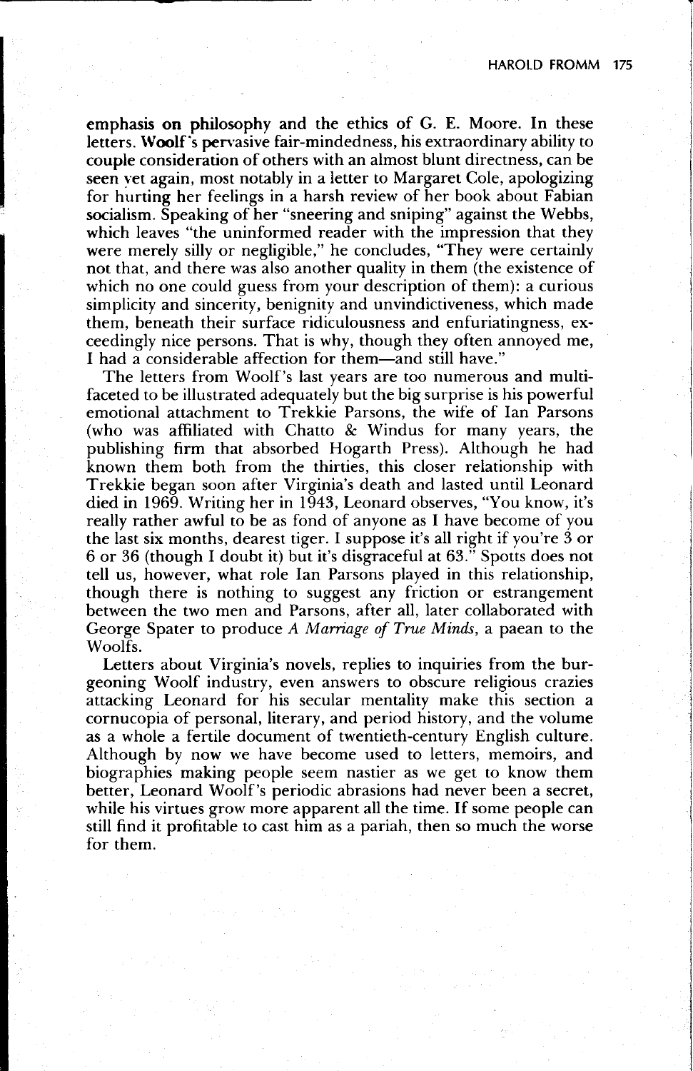emphasis on philosophy and the ethics of G. E. Moore. In these letters, Woolf's pervasive fair-mindedness, his extraordinary ability to couple consideration of others with an almost blunt directness, can be seen yet again, most notably in a letter to Margaret Cole, apologizing for hurting her feelings in a harsh review of her book about Fabian socialism. Speaking of her "sneering and sniping" against the Webbs, which leaves "the uninformed reader with the impression that they were merely silly or negligible," he concludes, "They were certainly not that, and there was also another quality in them (the existence of which no one could guess from your description of them): a curious simplicity and sincerity, benignity and unvindictiveness, which made them, beneath their surface ridiculousness and enfuriatingness, exceedingly nice persons. That is why, though they often annoyed me, I had a considerable affection for them—and still have."

The letters from Woolf's last years are too numerous and multifaceted to be illustrated adequately but the big surprise is his powerful emotional attachment to Trekkie Parsons, the wife of Ian Parsons (who was affiliated with Chatto & Windus for many years, the publishing firm that absorbed Hogarth Press). Although he had known them both from the thirties, this closer relationship with Trekkie began soon after Virginia's death and lasted until Leonard died in 1969. Writing her in 1943, Leonard observes, "You know, it's really rather awful to be as fond of anyone as I have become of you the last six months, dearest tiger. I suppose it's all right if you're 3 or 6 or 36 (though I doubt it) but it's disgraceful at 63." Spotts does not tell us, however, what role Ian Parsons played in this relationship, though there is nothing to suggest any friction or estrangement between the two men and Parsons, after all, later collaborated with George Spater to produce *A Marriage of True Minds*, a paean to the Woolfs.

Letters about Virginia's novels, replies to inquiries from the burgeoning Woolf industry, even answers to obscure religious crazies attacking Leonard for his secular mentality make this section a cornucopia of personal, literary, and period history, and the volume as a whole a fertile document of twentieth-century English culture. Although by now we have become used to letters, memoirs, and biographies making people seem nastier as we get to know them better, Leonard Woolf's periodic abrasions had never been a secret, while his virtues grow more apparent all the time. If some people can still find it profitable to cast him as a pariah, then so much the worse for them.